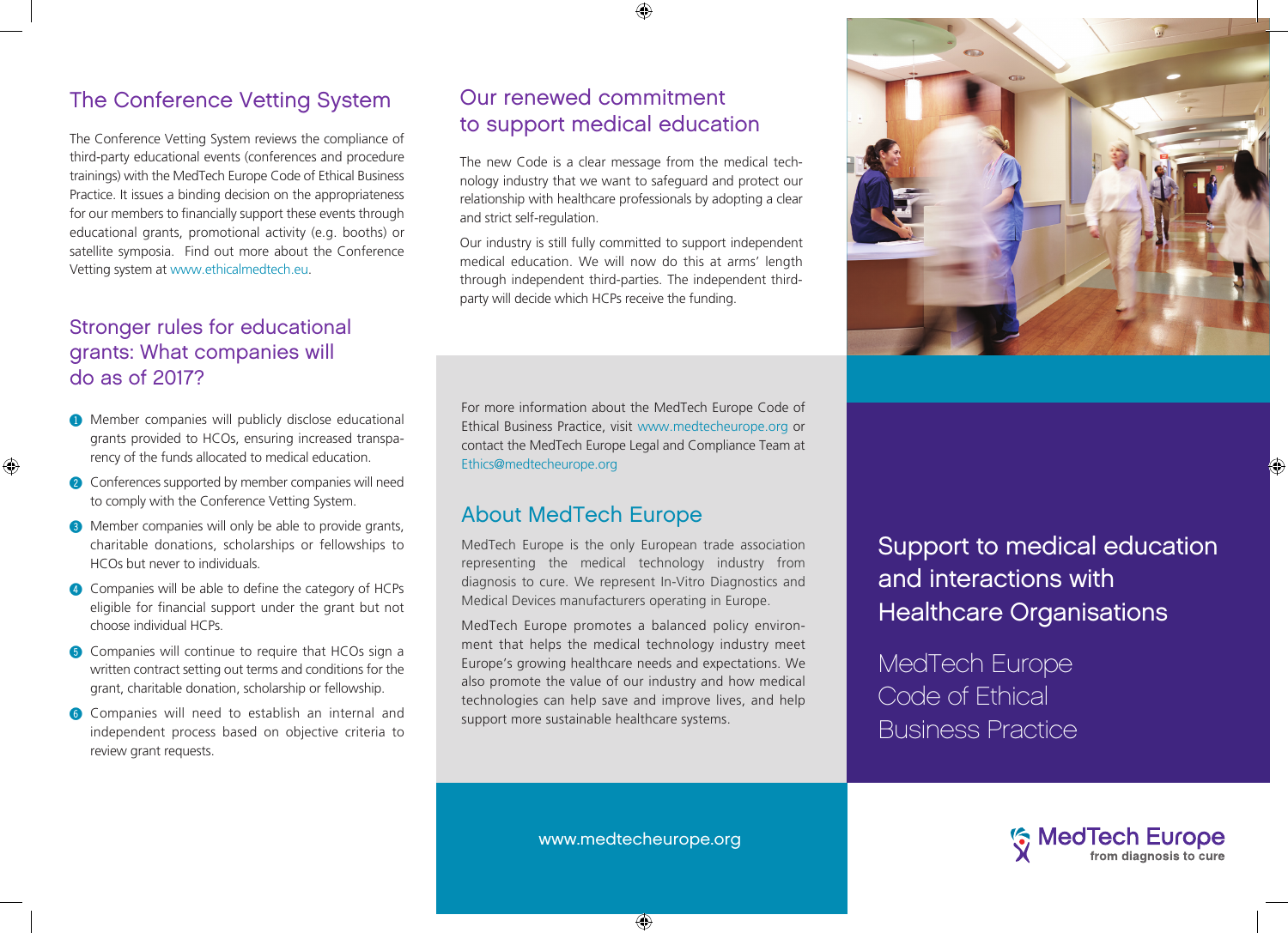## The Conference Vetting System

The Conference Vetting System reviews the compliance of third-party educational events (conferences and procedure trainings) with the MedTech Europe Code of Ethical Business Practice. It issues a binding decision on the appropriateness for our members to financially support these events through educational grants, promotional activity (e.g. booths) or satellite symposia. Find out more about the Conference Vetting system at www.ethicalmedtech.eu.

## Stronger rules for educational grants: What companies will do as of 2017?

1. Member companies will publicly disclose educational grants provided to HCOs, ensuring increased transparency of the funds allocated to medical education.
2. Conferences supported by member companies will need to comply with the Conference Vetting System.
3. Member companies will only be able to provide grants, charitable donations, scholarships or fellowships to HCOs but never to individuals.
4. Companies will be able to define the category of HCPs eligible for financial support under the grant but not choose individual HCPs.
5. Companies will continue to require that HCOs sign a written contract setting out terms and conditions for the grant, charitable donation, scholarship or fellowship.
6. Companies will need to establish an internal and independent process based on objective criteria to review grant requests.

## Our renewed commitment to support medical education

The new Code is a clear message from the medical technology industry that we want to safeguard and protect our relationship with healthcare professionals by adopting a clear and strict self-regulation.

Our industry is still fully committed to support independent medical education. We will now do this at arms' length through independent third-parties. The independent third-party will decide which HCPs receive the funding.

For more information about the MedTech Europe Code of Ethical Business Practice, visit www.medtecheurope.org or contact the MedTech Europe Legal and Compliance Team at Ethics@medtecheurope.org

## About MedTech Europe

MedTech Europe is the only European trade association representing the medical technology industry from diagnosis to cure. We represent In-Vitro Diagnostics and Medical Devices manufacturers operating in Europe.

MedTech Europe promotes a balanced policy environment that helps the medical technology industry meet Europe's growing healthcare needs and expectations. We also promote the value of our industry and how medical technologies can help save and improve lives, and help support more sustainable healthcare systems.

www.medtecheurope.org

# Support to medical education and interactions with Healthcare Organisations

## MedTech Europe Code of Ethical Business Practice

MedTech Europe
from diagnosis to cure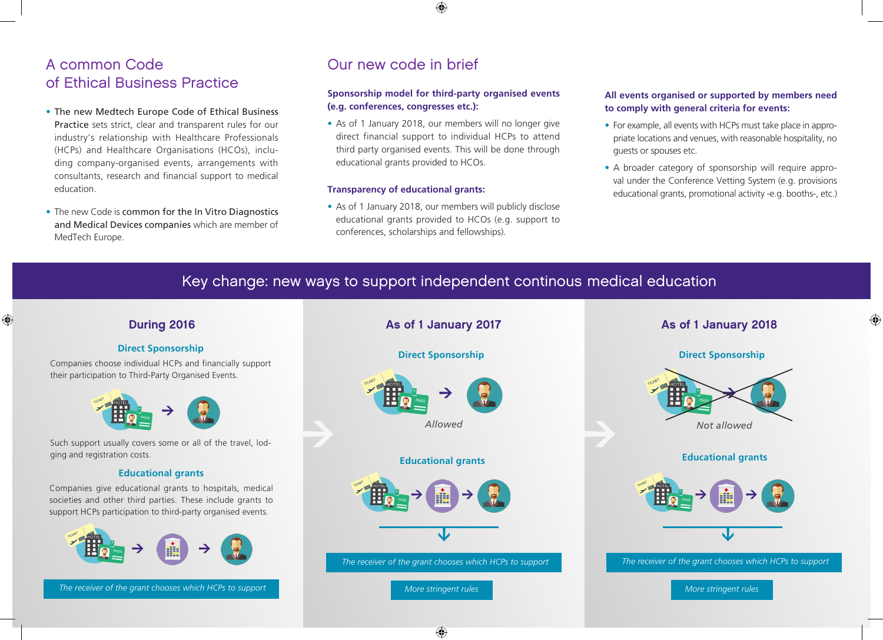## A common Code of Ethical Business Practice

- The new **Medtech Europe Code of Ethical Business Practice** sets strict, clear and transparent rules for our industry's relationship with Healthcare Professionals (HCPs) and Healthcare Organisations (HCOs), including company-organised events, arrangements with consultants, research and financial support to medical education.
- The new Code is **common for the In Vitro Diagnostics and Medical Devices companies** which are member of MedTech Europe.

## Our new code in brief

**Sponsorship model for third-party organised events (e.g. conferences, congresses etc.):**

- As of 1 January 2018, our members will no longer give direct financial support to individual HCPs to attend third party organised events. This will be done through educational grants provided to HCOs.

**Transparency of educational grants:**

- As of 1 January 2018, our members will publicly disclose educational grants provided to HCOs (e.g. support to conferences, scholarships and fellowships).

**All events organised or supported by members need to comply with general criteria for events:**

- For example, all events with HCPs must take place in appropriate locations and venues, with reasonable hospitality, no guests or spouses etc.
- A broader category of sponsorship will require approval under the Conference Vetting System (e.g. provisions educational grants, promotional activity -e.g. booths-, etc.)

## Key change: new ways to support independent continous medical education

### During 2016

**Direct Sponsorship**

Companies choose individual HCPs and financially support their participation to Third-Party Organised Events.

Such support usually covers some or all of the travel, lodging and registration costs.

**Educational grants**

Companies give educational grants to hospitals, medical societies and other third parties. These include grants to support HCPs participation to third-party organised events.

*The receiver of the grant chooses which HCPs to support*

### As of 1 January 2017

**Direct Sponsorship**

*Allowed*

**Educational grants**

*The receiver of the grant chooses which HCPs to support*

*More stringent rules*

### As of 1 January 2018

**Direct Sponsorship**

*Not allowed*

**Educational grants**

*The receiver of the grant chooses which HCPs to support*

*More stringent rules*